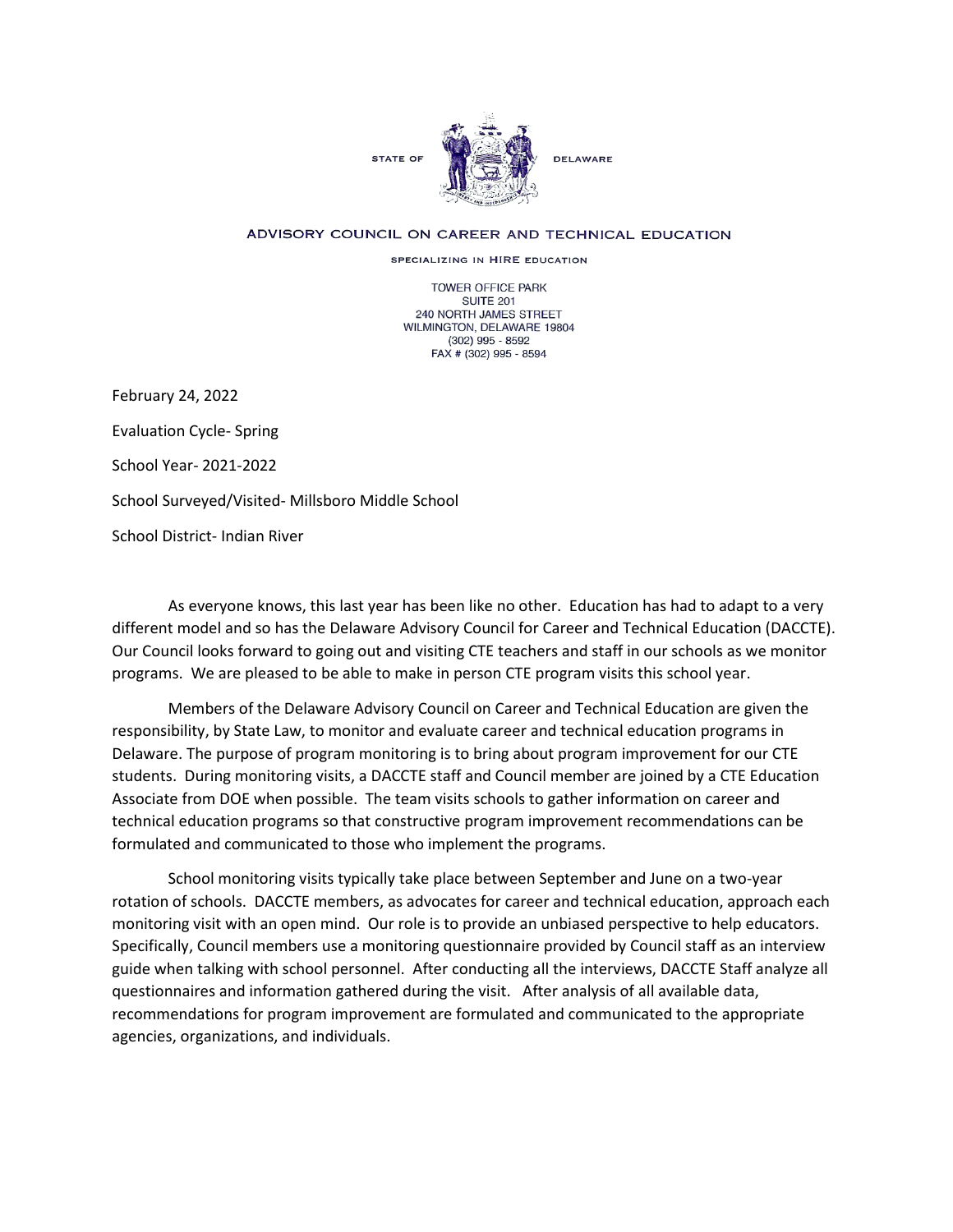STATE OF DELAWARE

ADVISORY COUNCIL ON CAREER AND TECHNICAL EDUCATION

SPECIALIZING IN HIRE EDUCATION

TOWER OFFICE PARK
SUITE 201
240 NORTH JAMES STREET
WILMINGTON, DELAWARE 19804
(302) 995 - 8592
FAX # (302) 995 - 8594

February 24, 2022

Evaluation Cycle- Spring

School Year- 2021-2022

School Surveyed/Visited- Millsboro Middle School

School District- Indian River

As everyone knows, this last year has been like no other. Education has had to adapt to a very different model and so has the Delaware Advisory Council for Career and Technical Education (DACCTE). Our Council looks forward to going out and visiting CTE teachers and staff in our schools as we monitor programs. We are pleased to be able to make in person CTE program visits this school year.

Members of the Delaware Advisory Council on Career and Technical Education are given the responsibility, by State Law, to monitor and evaluate career and technical education programs in Delaware. The purpose of program monitoring is to bring about program improvement for our CTE students. During monitoring visits, a DACCTE staff and Council member are joined by a CTE Education Associate from DOE when possible. The team visits schools to gather information on career and technical education programs so that constructive program improvement recommendations can be formulated and communicated to those who implement the programs.

School monitoring visits typically take place between September and June on a two-year rotation of schools. DACCTE members, as advocates for career and technical education, approach each monitoring visit with an open mind. Our role is to provide an unbiased perspective to help educators. Specifically, Council members use a monitoring questionnaire provided by Council staff as an interview guide when talking with school personnel. After conducting all the interviews, DACCTE Staff analyze all questionnaires and information gathered during the visit. After analysis of all available data, recommendations for program improvement are formulated and communicated to the appropriate agencies, organizations, and individuals.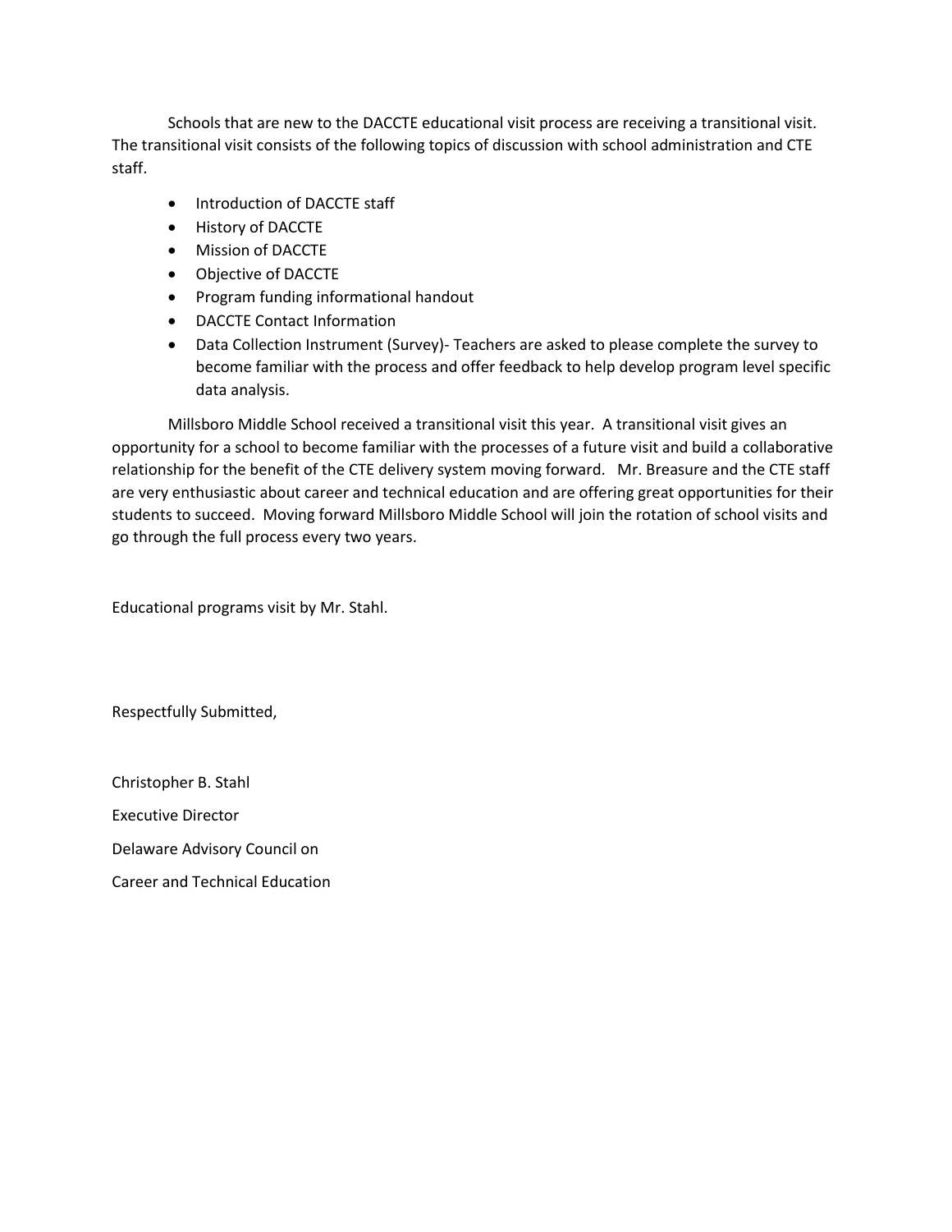Schools that are new to the DACCTE educational visit process are receiving a transitional visit. The transitional visit consists of the following topics of discussion with school administration and CTE staff.

- Introduction of DACCTE staff
- History of DACCTE
- Mission of DACCTE
- Objective of DACCTE
- Program funding informational handout
- DACCTE Contact Information
- Data Collection Instrument (Survey)- Teachers are asked to please complete the survey to become familiar with the process and offer feedback to help develop program level specific data analysis.

Millsboro Middle School received a transitional visit this year. A transitional visit gives an opportunity for a school to become familiar with the processes of a future visit and build a collaborative relationship for the benefit of the CTE delivery system moving forward. Mr. Breasure and the CTE staff are very enthusiastic about career and technical education and are offering great opportunities for their students to succeed. Moving forward Millsboro Middle School will join the rotation of school visits and go through the full process every two years.

Educational programs visit by Mr. Stahl.

Respectfully Submitted,

Christopher B. Stahl

Executive Director

Delaware Advisory Council on

Career and Technical Education